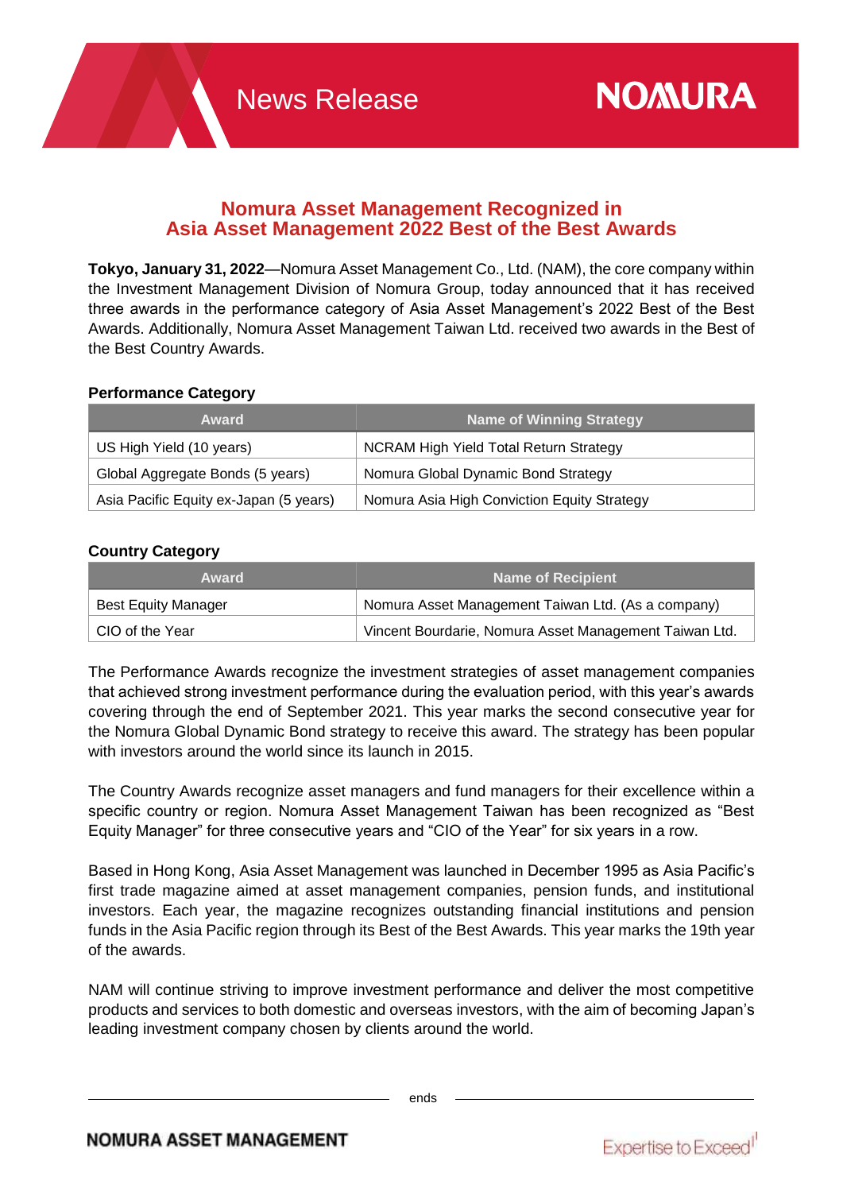News Release

NOMURA

# Nomura Asset Management Recognized in Asia Asset Management 2022 Best of the Best Awards

**Tokyo, January 31, 2022**—Nomura Asset Management Co., Ltd. (NAM), the core company within the Investment Management Division of Nomura Group, today announced that it has received three awards in the performance category of Asia Asset Management's 2022 Best of the Best Awards. Additionally, Nomura Asset Management Taiwan Ltd. received two awards in the Best of the Best Country Awards.

**Performance Category**

| Award | Name of Winning Strategy |
|---|---|
| US High Yield (10 years) | NCRAM High Yield Total Return Strategy |
| Global Aggregate Bonds (5 years) | Nomura Global Dynamic Bond Strategy |
| Asia Pacific Equity ex-Japan (5 years) | Nomura Asia High Conviction Equity Strategy |

**Country Category**

| Award | Name of Recipient |
|---|---|
| Best Equity Manager | Nomura Asset Management Taiwan Ltd. (As a company) |
| CIO of the Year | Vincent Bourdarie, Nomura Asset Management Taiwan Ltd. |

The Performance Awards recognize the investment strategies of asset management companies that achieved strong investment performance during the evaluation period, with this year's awards covering through the end of September 2021. This year marks the second consecutive year for the Nomura Global Dynamic Bond strategy to receive this award. The strategy has been popular with investors around the world since its launch in 2015.

The Country Awards recognize asset managers and fund managers for their excellence within a specific country or region. Nomura Asset Management Taiwan has been recognized as "Best Equity Manager" for three consecutive years and "CIO of the Year" for six years in a row.

Based in Hong Kong, Asia Asset Management was launched in December 1995 as Asia Pacific's first trade magazine aimed at asset management companies, pension funds, and institutional investors. Each year, the magazine recognizes outstanding financial institutions and pension funds in the Asia Pacific region through its Best of the Best Awards. This year marks the 19th year of the awards.

NAM will continue striving to improve investment performance and deliver the most competitive products and services to both domestic and overseas investors, with the aim of becoming Japan's leading investment company chosen by clients around the world.

ends

NOMURA ASSET MANAGEMENT

Expertise to Exceed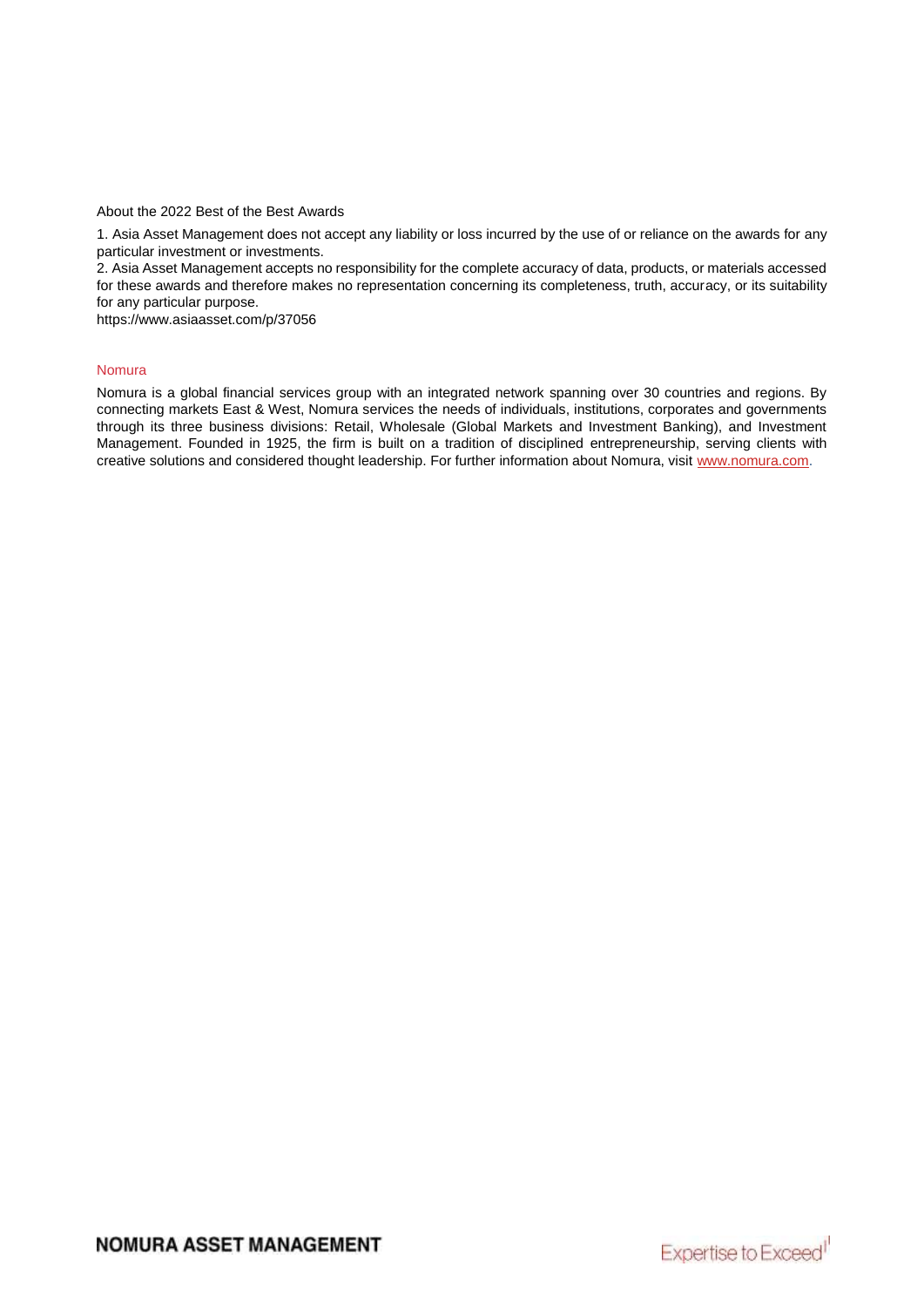About the 2022 Best of the Best Awards

1. Asia Asset Management does not accept any liability or loss incurred by the use of or reliance on the awards for any particular investment or investments.
2. Asia Asset Management accepts no responsibility for the complete accuracy of data, products, or materials accessed for these awards and therefore makes no representation concerning its completeness, truth, accuracy, or its suitability for any particular purpose.
https://www.asiaasset.com/p/37056

## Nomura

Nomura is a global financial services group with an integrated network spanning over 30 countries and regions. By connecting markets East & West, Nomura services the needs of individuals, institutions, corporates and governments through its three business divisions: Retail, Wholesale (Global Markets and Investment Banking), and Investment Management. Founded in 1925, the firm is built on a tradition of disciplined entrepreneurship, serving clients with creative solutions and considered thought leadership. For further information about Nomura, visit [www.nomura.com](http://www.nomura.com).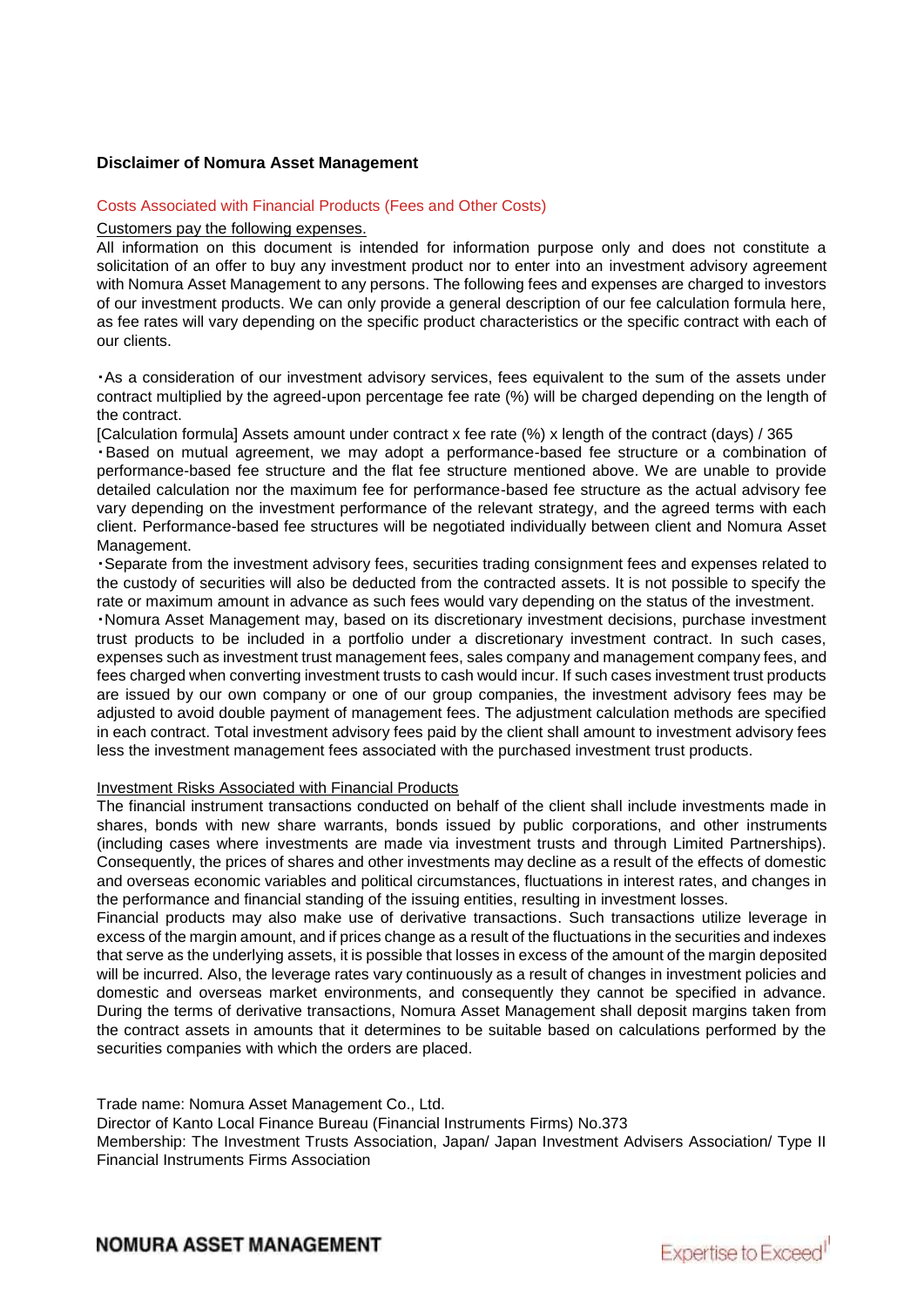## Disclaimer of Nomura Asset Management

### Costs Associated with Financial Products (Fees and Other Costs)

Customers pay the following expenses.

All information on this document is intended for information purpose only and does not constitute a solicitation of an offer to buy any investment product nor to enter into an investment advisory agreement with Nomura Asset Management to any persons. The following fees and expenses are charged to investors of our investment products. We can only provide a general description of our fee calculation formula here, as fee rates will vary depending on the specific product characteristics or the specific contract with each of our clients.

・As a consideration of our investment advisory services, fees equivalent to the sum of the assets under contract multiplied by the agreed-upon percentage fee rate (%) will be charged depending on the length of the contract.

[Calculation formula] Assets amount under contract x fee rate (%) x length of the contract (days) / 365

・Based on mutual agreement, we may adopt a performance-based fee structure or a combination of performance-based fee structure and the flat fee structure mentioned above. We are unable to provide detailed calculation nor the maximum fee for performance-based fee structure as the actual advisory fee vary depending on the investment performance of the relevant strategy, and the agreed terms with each client. Performance-based fee structures will be negotiated individually between client and Nomura Asset Management.

・Separate from the investment advisory fees, securities trading consignment fees and expenses related to the custody of securities will also be deducted from the contracted assets. It is not possible to specify the rate or maximum amount in advance as such fees would vary depending on the status of the investment.

・Nomura Asset Management may, based on its discretionary investment decisions, purchase investment trust products to be included in a portfolio under a discretionary investment contract. In such cases, expenses such as investment trust management fees, sales company and management company fees, and fees charged when converting investment trusts to cash would incur. If such cases investment trust products are issued by our own company or one of our group companies, the investment advisory fees may be adjusted to avoid double payment of management fees. The adjustment calculation methods are specified in each contract. Total investment advisory fees paid by the client shall amount to investment advisory fees less the investment management fees associated with the purchased investment trust products.

### Investment Risks Associated with Financial Products

The financial instrument transactions conducted on behalf of the client shall include investments made in shares, bonds with new share warrants, bonds issued by public corporations, and other instruments (including cases where investments are made via investment trusts and through Limited Partnerships). Consequently, the prices of shares and other investments may decline as a result of the effects of domestic and overseas economic variables and political circumstances, fluctuations in interest rates, and changes in the performance and financial standing of the issuing entities, resulting in investment losses.

Financial products may also make use of derivative transactions. Such transactions utilize leverage in excess of the margin amount, and if prices change as a result of the fluctuations in the securities and indexes that serve as the underlying assets, it is possible that losses in excess of the amount of the margin deposited will be incurred. Also, the leverage rates vary continuously as a result of changes in investment policies and domestic and overseas market environments, and consequently they cannot be specified in advance. During the terms of derivative transactions, Nomura Asset Management shall deposit margins taken from the contract assets in amounts that it determines to be suitable based on calculations performed by the securities companies with which the orders are placed.

Trade name: Nomura Asset Management Co., Ltd.

Director of Kanto Local Finance Bureau (Financial Instruments Firms) No.373

Membership: The Investment Trusts Association, Japan/ Japan Investment Advisers Association/ Type II Financial Instruments Firms Association

NOMURA ASSET MANAGEMENT

Expertise to Exceed